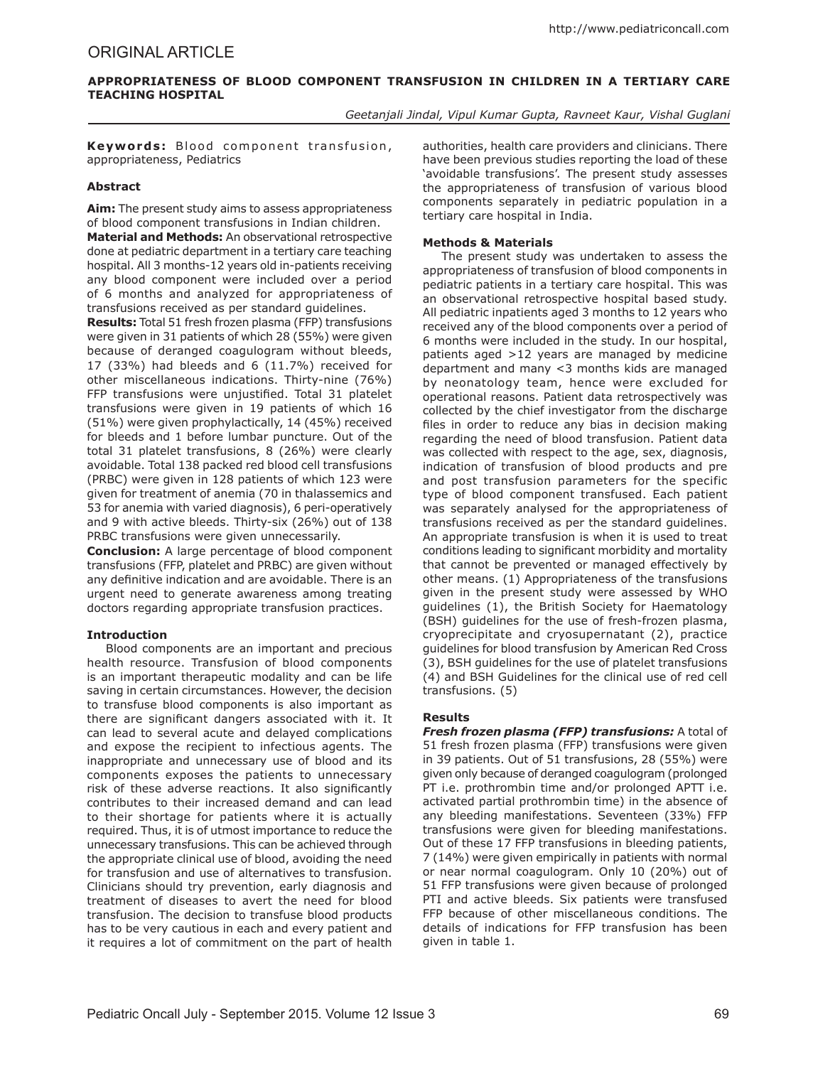ORIGINAL ARTICLE

# APPROPRIATENESS OF BLOOD COMPONENT TRANSFUSION IN CHILDREN IN A TERTIARY CARE TEACHING HOSPITAL

*Geetanjali Jindal, Vipul Kumar Gupta, Ravneet Kaur, Vishal Guglani*

**Keywords:** Blood component transfusion, appropriateness, Pediatrics

### Abstract

**Aim:** The present study aims to assess appropriateness of blood component transfusions in Indian children.

**Material and Methods:** An observational retrospective done at pediatric department in a tertiary care teaching hospital. All 3 months-12 years old in-patients receiving any blood component were included over a period of 6 months and analyzed for appropriateness of transfusions received as per standard guidelines.

**Results:** Total 51 fresh frozen plasma (FFP) transfusions were given in 31 patients of which 28 (55%) were given because of deranged coagulogram without bleeds, 17 (33%) had bleeds and 6 (11.7%) received for other miscellaneous indications. Thirty-nine (76%) FFP transfusions were unjustified. Total 31 platelet transfusions were given in 19 patients of which 16 (51%) were given prophylactically, 14 (45%) received for bleeds and 1 before lumbar puncture. Out of the total 31 platelet transfusions, 8 (26%) were clearly avoidable. Total 138 packed red blood cell transfusions (PRBC) were given in 128 patients of which 123 were given for treatment of anemia (70 in thalassemics and 53 for anemia with varied diagnosis), 6 peri-operatively and 9 with active bleeds. Thirty-six (26%) out of 138 PRBC transfusions were given unnecessarily.

**Conclusion:** A large percentage of blood component transfusions (FFP, platelet and PRBC) are given without any definitive indication and are avoidable. There is an urgent need to generate awareness among treating doctors regarding appropriate transfusion practices.

### Introduction

Blood components are an important and precious health resource. Transfusion of blood components is an important therapeutic modality and can be life saving in certain circumstances. However, the decision to transfuse blood components is also important as there are significant dangers associated with it. It can lead to several acute and delayed complications and expose the recipient to infectious agents. The inappropriate and unnecessary use of blood and its components exposes the patients to unnecessary risk of these adverse reactions. It also significantly contributes to their increased demand and can lead to their shortage for patients where it is actually required. Thus, it is of utmost importance to reduce the unnecessary transfusions. This can be achieved through the appropriate clinical use of blood, avoiding the need for transfusion and use of alternatives to transfusion. Clinicians should try prevention, early diagnosis and treatment of diseases to avert the need for blood transfusion. The decision to transfuse blood products has to be very cautious in each and every patient and it requires a lot of commitment on the part of health authorities, health care providers and clinicians. There have been previous studies reporting the load of these 'avoidable transfusions'. The present study assesses the appropriateness of transfusion of various blood components separately in pediatric population in a tertiary care hospital in India.

### Methods & Materials

The present study was undertaken to assess the appropriateness of transfusion of blood components in pediatric patients in a tertiary care hospital. This was an observational retrospective hospital based study. All pediatric inpatients aged 3 months to 12 years who received any of the blood components over a period of 6 months were included in the study. In our hospital, patients aged >12 years are managed by medicine department and many <3 months kids are managed by neonatology team, hence were excluded for operational reasons. Patient data retrospectively was collected by the chief investigator from the discharge files in order to reduce any bias in decision making regarding the need of blood transfusion. Patient data was collected with respect to the age, sex, diagnosis, indication of transfusion of blood products and pre and post transfusion parameters for the specific type of blood component transfused. Each patient was separately analysed for the appropriateness of transfusions received as per the standard guidelines. An appropriate transfusion is when it is used to treat conditions leading to significant morbidity and mortality that cannot be prevented or managed effectively by other means. (1) Appropriateness of the transfusions given in the present study were assessed by WHO guidelines (1), the British Society for Haematology (BSH) guidelines for the use of fresh-frozen plasma, cryoprecipitate and cryosupernatant (2), practice guidelines for blood transfusion by American Red Cross (3), BSH guidelines for the use of platelet transfusions (4) and BSH Guidelines for the clinical use of red cell transfusions. (5)

### Results

***Fresh frozen plasma (FFP) transfusions:*** A total of 51 fresh frozen plasma (FFP) transfusions were given in 39 patients. Out of 51 transfusions, 28 (55%) were given only because of deranged coagulogram (prolonged PT i.e. prothrombin time and/or prolonged APTT i.e. activated partial prothrombin time) in the absence of any bleeding manifestations. Seventeen (33%) FFP transfusions were given for bleeding manifestations. Out of these 17 FFP transfusions in bleeding patients, 7 (14%) were given empirically in patients with normal or near normal coagulogram. Only 10 (20%) out of 51 FFP transfusions were given because of prolonged PTI and active bleeds. Six patients were transfused FFP because of other miscellaneous conditions. The details of indications for FFP transfusion has been given in table 1.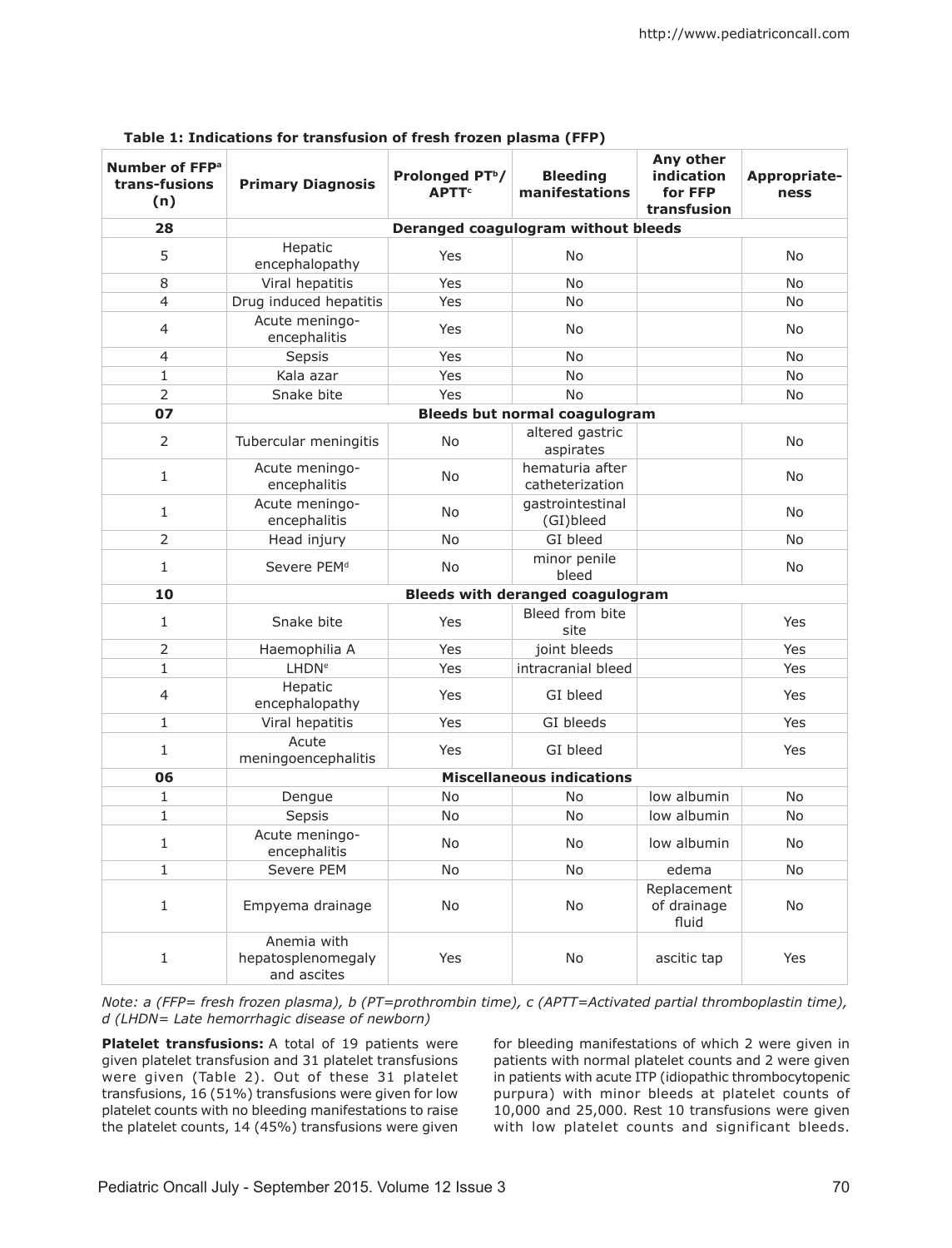**Table 1: Indications for transfusion of fresh frozen plasma (FFP)**

| Number of FFP[a] trans-fusions (n) | Primary Diagnosis | Prolonged PT[b]/ APTT[c] | Bleeding manifestations | Any other indication for FFP transfusion | Appropriate-ness |
|---|---|---|---|---|---|
| **28** | **Deranged coagulogram without bleeds** | | | | |
| 5 | Hepatic encephalopathy | Yes | No | | No |
| 8 | Viral hepatitis | Yes | No | | No |
| 4 | Drug induced hepatitis | Yes | No | | No |
| 4 | Acute meningo-encephalitis | Yes | No | | No |
| 4 | Sepsis | Yes | No | | No |
| 1 | Kala azar | Yes | No | | No |
| 2 | Snake bite | Yes | No | | No |
| **07** | **Bleeds but normal coagulogram** | | | | |
| 2 | Tubercular meningitis | No | altered gastric aspirates | | No |
| 1 | Acute meningo-encephalitis | No | hematuria after catheterization | | No |
| 1 | Acute meningo-encephalitis | No | gastrointestinal (GI)bleed | | No |
| 2 | Head injury | No | GI bleed | | No |
| 1 | Severe PEM[d] | No | minor penile bleed | | No |
| **10** | **Bleeds with deranged coagulogram** | | | | |
| 1 | Snake bite | Yes | Bleed from bite site | | Yes |
| 2 | Haemophilia A | Yes | joint bleeds | | Yes |
| 1 | LHDN[e] | Yes | intracranial bleed | | Yes |
| 4 | Hepatic encephalopathy | Yes | GI bleed | | Yes |
| 1 | Viral hepatitis | Yes | GI bleeds | | Yes |
| 1 | Acute meningoencephalitis | Yes | GI bleed | | Yes |
| **06** | **Miscellaneous indications** | | | | |
| 1 | Dengue | No | No | low albumin | No |
| 1 | Sepsis | No | No | low albumin | No |
| 1 | Acute meningo-encephalitis | No | No | low albumin | No |
| 1 | Severe PEM | No | No | edema | No |
| 1 | Empyema drainage | No | No | Replacement of drainage fluid | No |
| 1 | Anemia with hepatosplenomegaly and ascites | Yes | No | ascitic tap | Yes |

*Note: a (FFP= fresh frozen plasma), b (PT=prothrombin time), c (APTT=Activated partial thromboplastin time), d (LHDN= Late hemorrhagic disease of newborn)*

**Platelet transfusions:** A total of 19 patients were given platelet transfusion and 31 platelet transfusions were given (Table 2). Out of these 31 platelet transfusions, 16 (51%) transfusions were given for low platelet counts with no bleeding manifestations to raise the platelet counts, 14 (45%) transfusions were given for bleeding manifestations of which 2 were given in patients with normal platelet counts and 2 were given in patients with acute ITP (idiopathic thrombocytopenic purpura) with minor bleeds at platelet counts of 10,000 and 25,000. Rest 10 transfusions were given with low platelet counts and significant bleeds.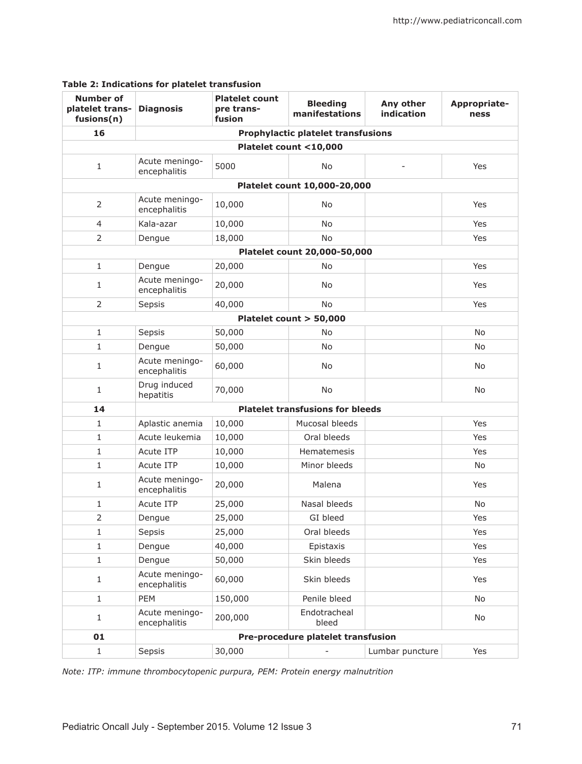**Table 2: Indications for platelet transfusion**

| Number of platelet trans-fusions(n) | Diagnosis | Platelet count pre trans-fusion | Bleeding manifestations | Any other indication | Appropriate-ness |
|---|---|---|---|---|---|
| **16** | **Prophylactic platelet transfusions** | | | | |
| **Platelet count <10,000** | | | | | |
| 1 | Acute meningo-encephalitis | 5000 | No | - | Yes |
| **Platelet count 10,000-20,000** | | | | | |
| 2 | Acute meningo-encephalitis | 10,000 | No | | Yes |
| 4 | Kala-azar | 10,000 | No | | Yes |
| 2 | Dengue | 18,000 | No | | Yes |
| **Platelet count 20,000-50,000** | | | | | |
| 1 | Dengue | 20,000 | No | | Yes |
| 1 | Acute meningo-encephalitis | 20,000 | No | | Yes |
| 2 | Sepsis | 40,000 | No | | Yes |
| **Platelet count > 50,000** | | | | | |
| 1 | Sepsis | 50,000 | No | | No |
| 1 | Dengue | 50,000 | No | | No |
| 1 | Acute meningo-encephalitis | 60,000 | No | | No |
| 1 | Drug induced hepatitis | 70,000 | No | | No |
| **14** | **Platelet transfusions for bleeds** | | | | |
| 1 | Aplastic anemia | 10,000 | Mucosal bleeds | | Yes |
| 1 | Acute leukemia | 10,000 | Oral bleeds | | Yes |
| 1 | Acute ITP | 10,000 | Hematemesis | | Yes |
| 1 | Acute ITP | 10,000 | Minor bleeds | | No |
| 1 | Acute meningo-encephalitis | 20,000 | Malena | | Yes |
| 1 | Acute ITP | 25,000 | Nasal bleeds | | No |
| 2 | Dengue | 25,000 | GI bleed | | Yes |
| 1 | Sepsis | 25,000 | Oral bleeds | | Yes |
| 1 | Dengue | 40,000 | Epistaxis | | Yes |
| 1 | Dengue | 50,000 | Skin bleeds | | Yes |
| 1 | Acute meningo-encephalitis | 60,000 | Skin bleeds | | Yes |
| 1 | PEM | 150,000 | Penile bleed | | No |
| 1 | Acute meningo-encephalitis | 200,000 | Endotracheal bleed | | No |
| **01** | **Pre-procedure platelet transfusion** | | | | |
| 1 | Sepsis | 30,000 | - | Lumbar puncture | Yes |

*Note: ITP: immune thrombocytopenic purpura, PEM: Protein energy malnutrition*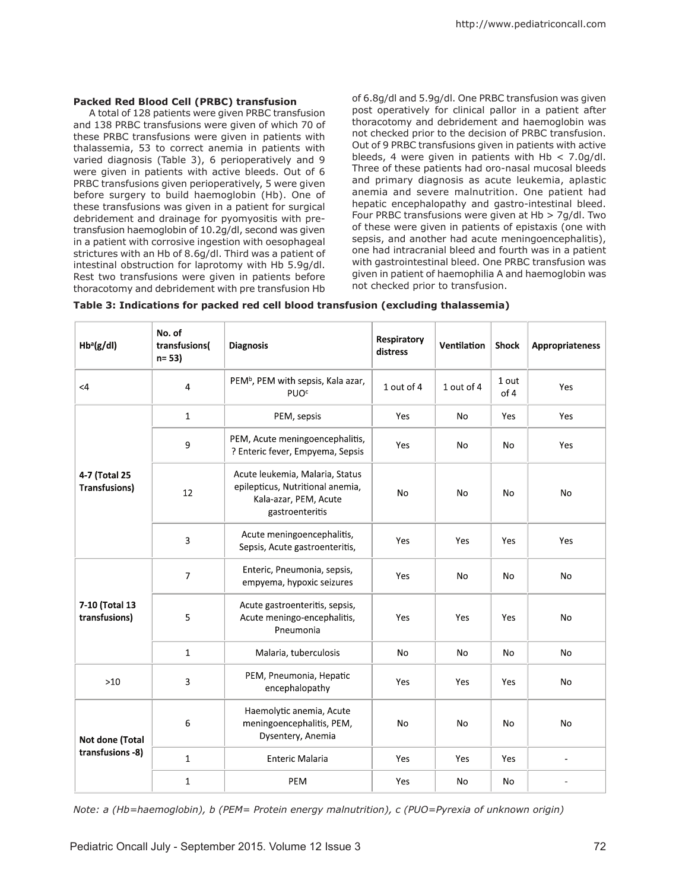**Packed Red Blood Cell (PRBC) transfusion**

A total of 128 patients were given PRBC transfusion and 138 PRBC transfusions were given of which 70 of these PRBC transfusions were given in patients with thalassemia, 53 to correct anemia in patients with varied diagnosis (Table 3), 6 perioperatively and 9 were given in patients with active bleeds. Out of 6 PRBC transfusions given perioperatively, 5 were given before surgery to build haemoglobin (Hb). One of these transfusions was given in a patient for surgical debridement and drainage for pyomyositis with pre-transfusion haemoglobin of 10.2g/dl, second was given in a patient with corrosive ingestion with oesophageal strictures with an Hb of 8.6g/dl. Third was a patient of intestinal obstruction for laprotomy with Hb 5.9g/dl. Rest two transfusions were given in patients before thoracotomy and debridement with pre transfusion Hb of 6.8g/dl and 5.9g/dl. One PRBC transfusion was given post operatively for clinical pallor in a patient after thoracotomy and debridement and haemoglobin was not checked prior to the decision of PRBC transfusion. Out of 9 PRBC transfusions given in patients with active bleeds, 4 were given in patients with Hb < 7.0g/dl. Three of these patients had oro-nasal mucosal bleeds and primary diagnosis as acute leukemia, aplastic anemia and severe malnutrition. One patient had hepatic encephalopathy and gastro-intestinal bleed. Four PRBC transfusions were given at Hb > 7g/dl. Two of these were given in patients of epistaxis (one with sepsis, and another had acute meningoencephalitis), one had intracranial bleed and fourth was in a patient with gastrointestinal bleed. One PRBC transfusion was given in patient of haemophilia A and haemoglobin was not checked prior to transfusion.

**Table 3: Indications for packed red cell blood transfusion (excluding thalassemia)**

| Hb[a](g/dl) | No. of transfusions( n= 53) | Diagnosis | Respiratory distress | Ventilation | Shock | Appropriateness |
|---|---|---|---|---|---|---|
| <4 | 4 | PEM[b], PEM with sepsis, Kala azar, PUO[c] | 1 out of 4 | 1 out of 4 | 1 out of 4 | Yes |
| 4-7 (Total 25 Transfusions) | 1 | PEM, sepsis | Yes | No | Yes | Yes |
| | 9 | PEM, Acute meningoencephalitis, ? Enteric fever, Empyema, Sepsis | Yes | No | No | Yes |
| | 12 | Acute leukemia, Malaria, Status epilepticus, Nutritional anemia, Kala-azar, PEM, Acute gastroenteritis | No | No | No | No |
| | 3 | Acute meningoencephalitis, Sepsis, Acute gastroenteritis, | Yes | Yes | Yes | Yes |
| 7-10 (Total 13 transfusions) | 7 | Enteric, Pneumonia, sepsis, empyema, hypoxic seizures | Yes | No | No | No |
| | 5 | Acute gastroenteritis, sepsis, Acute meningo-encephalitis, Pneumonia | Yes | Yes | Yes | No |
| | 1 | Malaria, tuberculosis | No | No | No | No |
| >10 | 3 | PEM, Pneumonia, Hepatic encephalopathy | Yes | Yes | Yes | No |
| Not done (Total transfusions -8) | 6 | Haemolytic anemia, Acute meningoencephalitis, PEM, Dysentery, Anemia | No | No | No | No |
| | 1 | Enteric Malaria | Yes | Yes | Yes | - |
| | 1 | PEM | Yes | No | No | - |

*Note: a (Hb=haemoglobin), b (PEM= Protein energy malnutrition), c (PUO=Pyrexia of unknown origin)*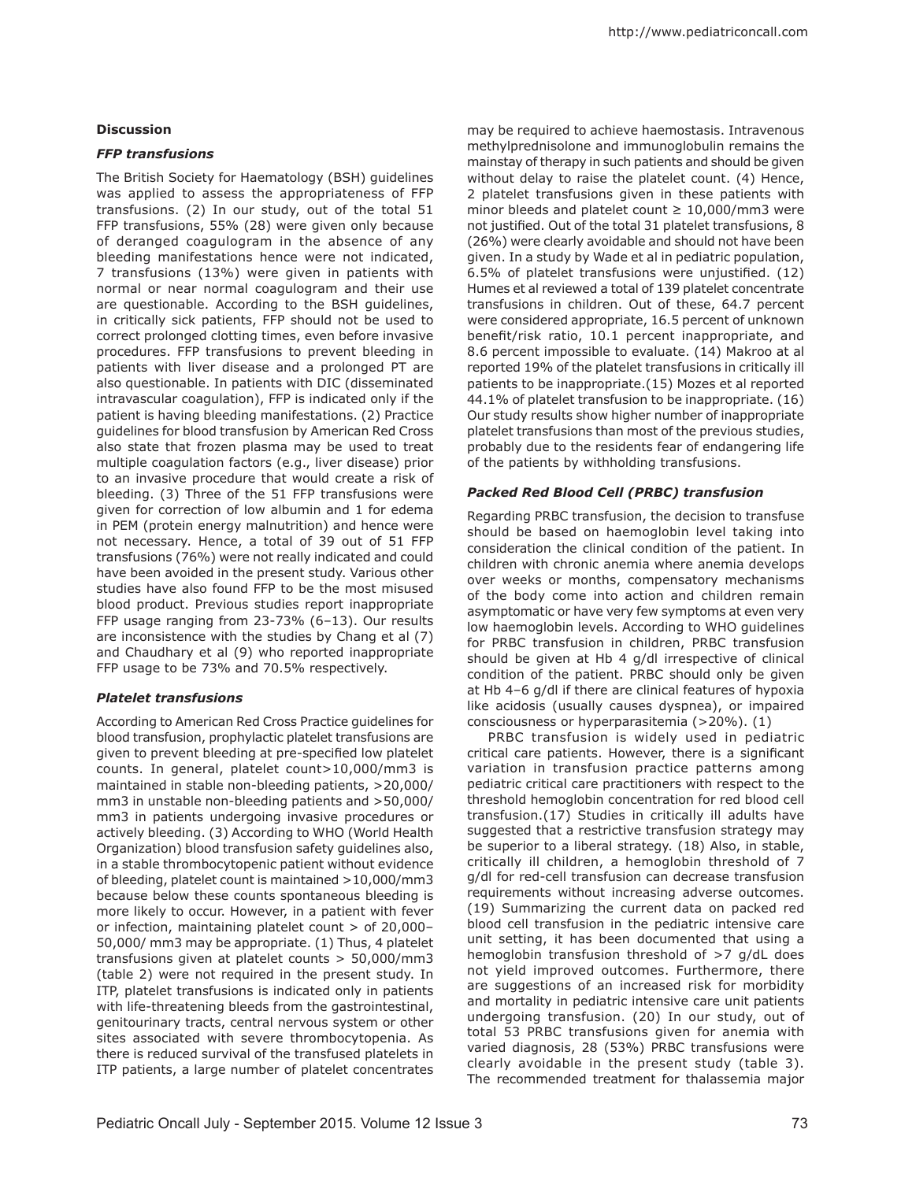## Discussion

### *FFP transfusions*

The British Society for Haematology (BSH) guidelines was applied to assess the appropriateness of FFP transfusions. (2) In our study, out of the total 51 FFP transfusions, 55% (28) were given only because of deranged coagulogram in the absence of any bleeding manifestations hence were not indicated, 7 transfusions (13%) were given in patients with normal or near normal coagulogram and their use are questionable. According to the BSH guidelines, in critically sick patients, FFP should not be used to correct prolonged clotting times, even before invasive procedures. FFP transfusions to prevent bleeding in patients with liver disease and a prolonged PT are also questionable. In patients with DIC (disseminated intravascular coagulation), FFP is indicated only if the patient is having bleeding manifestations. (2) Practice guidelines for blood transfusion by American Red Cross also state that frozen plasma may be used to treat multiple coagulation factors (e.g., liver disease) prior to an invasive procedure that would create a risk of bleeding. (3) Three of the 51 FFP transfusions were given for correction of low albumin and 1 for edema in PEM (protein energy malnutrition) and hence were not necessary. Hence, a total of 39 out of 51 FFP transfusions (76%) were not really indicated and could have been avoided in the present study. Various other studies have also found FFP to be the most misused blood product. Previous studies report inappropriate FFP usage ranging from 23-73% (6–13). Our results are inconsistence with the studies by Chang et al (7) and Chaudhary et al (9) who reported inappropriate FFP usage to be 73% and 70.5% respectively.

### *Platelet transfusions*

According to American Red Cross Practice guidelines for blood transfusion, prophylactic platelet transfusions are given to prevent bleeding at pre-specified low platelet counts. In general, platelet count>10,000/mm3 is maintained in stable non-bleeding patients, >20,000/mm3 in unstable non-bleeding patients and >50,000/mm3 in patients undergoing invasive procedures or actively bleeding. (3) According to WHO (World Health Organization) blood transfusion safety guidelines also, in a stable thrombocytopenic patient without evidence of bleeding, platelet count is maintained >10,000/mm3 because below these counts spontaneous bleeding is more likely to occur. However, in a patient with fever or infection, maintaining platelet count > of 20,000–50,000/ mm3 may be appropriate. (1) Thus, 4 platelet transfusions given at platelet counts > 50,000/mm3 (table 2) were not required in the present study. In ITP, platelet transfusions is indicated only in patients with life-threatening bleeds from the gastrointestinal, genitourinary tracts, central nervous system or other sites associated with severe thrombocytopenia. As there is reduced survival of the transfused platelets in ITP patients, a large number of platelet concentrates may be required to achieve haemostasis. Intravenous methylprednisolone and immunoglobulin remains the mainstay of therapy in such patients and should be given without delay to raise the platelet count. (4) Hence, 2 platelet transfusions given in these patients with minor bleeds and platelet count ≥ 10,000/mm3 were not justified. Out of the total 31 platelet transfusions, 8 (26%) were clearly avoidable and should not have been given. In a study by Wade et al in pediatric population, 6.5% of platelet transfusions were unjustified. (12) Humes et al reviewed a total of 139 platelet concentrate transfusions in children. Out of these, 64.7 percent were considered appropriate, 16.5 percent of unknown benefit/risk ratio, 10.1 percent inappropriate, and 8.6 percent impossible to evaluate. (14) Makroo at al reported 19% of the platelet transfusions in critically ill patients to be inappropriate.(15) Mozes et al reported 44.1% of platelet transfusion to be inappropriate. (16) Our study results show higher number of inappropriate platelet transfusions than most of the previous studies, probably due to the residents fear of endangering life of the patients by withholding transfusions.

### *Packed Red Blood Cell (PRBC) transfusion*

Regarding PRBC transfusion, the decision to transfuse should be based on haemoglobin level taking into consideration the clinical condition of the patient. In children with chronic anemia where anemia develops over weeks or months, compensatory mechanisms of the body come into action and children remain asymptomatic or have very few symptoms at even very low haemoglobin levels. According to WHO guidelines for PRBC transfusion in children, PRBC transfusion should be given at Hb 4 g/dl irrespective of clinical condition of the patient. PRBC should only be given at Hb 4–6 g/dl if there are clinical features of hypoxia like acidosis (usually causes dyspnea), or impaired consciousness or hyperparasitemia (>20%). (1)

PRBC transfusion is widely used in pediatric critical care patients. However, there is a significant variation in transfusion practice patterns among pediatric critical care practitioners with respect to the threshold hemoglobin concentration for red blood cell transfusion.(17) Studies in critically ill adults have suggested that a restrictive transfusion strategy may be superior to a liberal strategy. (18) Also, in stable, critically ill children, a hemoglobin threshold of 7 g/dl for red-cell transfusion can decrease transfusion requirements without increasing adverse outcomes. (19) Summarizing the current data on packed red blood cell transfusion in the pediatric intensive care unit setting, it has been documented that using a hemoglobin transfusion threshold of >7 g/dL does not yield improved outcomes. Furthermore, there are suggestions of an increased risk for morbidity and mortality in pediatric intensive care unit patients undergoing transfusion. (20) In our study, out of total 53 PRBC transfusions given for anemia with varied diagnosis, 28 (53%) PRBC transfusions were clearly avoidable in the present study (table 3). The recommended treatment for thalassemia major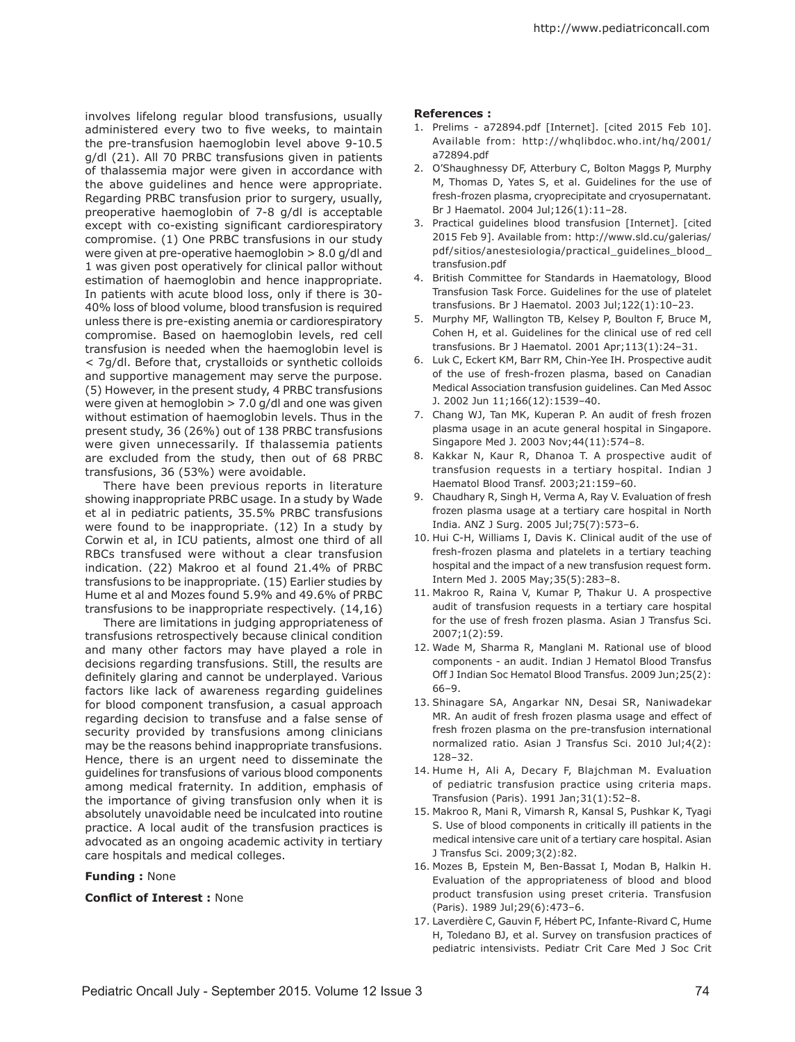involves lifelong regular blood transfusions, usually administered every two to five weeks, to maintain the pre-transfusion haemoglobin level above 9-10.5 g/dl (21). All 70 PRBC transfusions given in patients of thalassemia major were given in accordance with the above guidelines and hence were appropriate. Regarding PRBC transfusion prior to surgery, usually, preoperative haemoglobin of 7-8 g/dl is acceptable except with co-existing significant cardiorespiratory compromise. (1) One PRBC transfusions in our study were given at pre-operative haemoglobin > 8.0 g/dl and 1 was given post operatively for clinical pallor without estimation of haemoglobin and hence inappropriate. In patients with acute blood loss, only if there is 30-40% loss of blood volume, blood transfusion is required unless there is pre-existing anemia or cardiorespiratory compromise. Based on haemoglobin levels, red cell transfusion is needed when the haemoglobin level is < 7g/dl. Before that, crystalloids or synthetic colloids and supportive management may serve the purpose. (5) However, in the present study, 4 PRBC transfusions were given at hemoglobin > 7.0 g/dl and one was given without estimation of haemoglobin levels. Thus in the present study, 36 (26%) out of 138 PRBC transfusions were given unnecessarily. If thalassemia patients are excluded from the study, then out of 68 PRBC transfusions, 36 (53%) were avoidable.

There have been previous reports in literature showing inappropriate PRBC usage. In a study by Wade et al in pediatric patients, 35.5% PRBC transfusions were found to be inappropriate. (12) In a study by Corwin et al, in ICU patients, almost one third of all RBCs transfused were without a clear transfusion indication. (22) Makroo et al found 21.4% of PRBC transfusions to be inappropriate. (15) Earlier studies by Hume et al and Mozes found 5.9% and 49.6% of PRBC transfusions to be inappropriate respectively. (14,16)

There are limitations in judging appropriateness of transfusions retrospectively because clinical condition and many other factors may have played a role in decisions regarding transfusions. Still, the results are definitely glaring and cannot be underplayed. Various factors like lack of awareness regarding guidelines for blood component transfusion, a casual approach regarding decision to transfuse and a false sense of security provided by transfusions among clinicians may be the reasons behind inappropriate transfusions. Hence, there is an urgent need to disseminate the guidelines for transfusions of various blood components among medical fraternity. In addition, emphasis of the importance of giving transfusion only when it is absolutely unavoidable need be inculcated into routine practice. A local audit of the transfusion practices is advocated as an ongoing academic activity in tertiary care hospitals and medical colleges.

**Funding :** None

**Conflict of Interest :** None

**References :**

1. Prelims - a72894.pdf [Internet]. [cited 2015 Feb 10]. Available from: http://whqlibdoc.who.int/hq/2001/a72894.pdf
2. O'Shaughnessy DF, Atterbury C, Bolton Maggs P, Murphy M, Thomas D, Yates S, et al. Guidelines for the use of fresh-frozen plasma, cryoprecipitate and cryosupernatant. Br J Haematol. 2004 Jul;126(1):11–28.
3. Practical guidelines blood transfusion [Internet]. [cited 2015 Feb 9]. Available from: http://www.sld.cu/galerias/pdf/sitios/anestesiologia/practical_guidelines_blood_transfusion.pdf
4. British Committee for Standards in Haematology, Blood Transfusion Task Force. Guidelines for the use of platelet transfusions. Br J Haematol. 2003 Jul;122(1):10–23.
5. Murphy MF, Wallington TB, Kelsey P, Boulton F, Bruce M, Cohen H, et al. Guidelines for the clinical use of red cell transfusions. Br J Haematol. 2001 Apr;113(1):24–31.
6. Luk C, Eckert KM, Barr RM, Chin-Yee IH. Prospective audit of the use of fresh-frozen plasma, based on Canadian Medical Association transfusion guidelines. Can Med Assoc J. 2002 Jun 11;166(12):1539–40.
7. Chang WJ, Tan MK, Kuperan P. An audit of fresh frozen plasma usage in an acute general hospital in Singapore. Singapore Med J. 2003 Nov;44(11):574–8.
8. Kakkar N, Kaur R, Dhanoa T. A prospective audit of transfusion requests in a tertiary hospital. Indian J Haematol Blood Transf. 2003;21:159–60.
9. Chaudhary R, Singh H, Verma A, Ray V. Evaluation of fresh frozen plasma usage at a tertiary care hospital in North India. ANZ J Surg. 2005 Jul;75(7):573–6.
10. Hui C-H, Williams I, Davis K. Clinical audit of the use of fresh-frozen plasma and platelets in a tertiary teaching hospital and the impact of a new transfusion request form. Intern Med J. 2005 May;35(5):283–8.
11. Makroo R, Raina V, Kumar P, Thakur U. A prospective audit of transfusion requests in a tertiary care hospital for the use of fresh frozen plasma. Asian J Transfus Sci. 2007;1(2):59.
12. Wade M, Sharma R, Manglani M. Rational use of blood components - an audit. Indian J Hematol Blood Transfus Off J Indian Soc Hematol Blood Transfus. 2009 Jun;25(2): 66–9.
13. Shinagare SA, Angarkar NN, Desai SR, Naniwadekar MR. An audit of fresh frozen plasma usage and effect of fresh frozen plasma on the pre-transfusion international normalized ratio. Asian J Transfus Sci. 2010 Jul;4(2): 128–32.
14. Hume H, Ali A, Decary F, Blajchman M. Evaluation of pediatric transfusion practice using criteria maps. Transfusion (Paris). 1991 Jan;31(1):52–8.
15. Makroo R, Mani R, Vimarsh R, Kansal S, Pushkar K, Tyagi S. Use of blood components in critically ill patients in the medical intensive care unit of a tertiary care hospital. Asian J Transfus Sci. 2009;3(2):82.
16. Mozes B, Epstein M, Ben-Bassat I, Modan B, Halkin H. Evaluation of the appropriateness of blood and blood product transfusion using preset criteria. Transfusion (Paris). 1989 Jul;29(6):473–6.
17. Laverdière C, Gauvin F, Hébert PC, Infante-Rivard C, Hume H, Toledano BJ, et al. Survey on transfusion practices of pediatric intensivists. Pediatr Crit Care Med J Soc Crit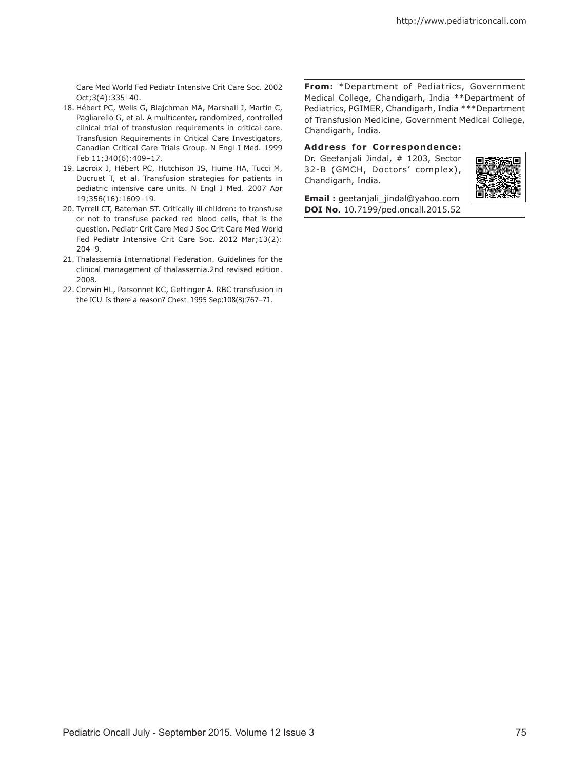Care Med World Fed Pediatr Intensive Crit Care Soc. 2002 Oct;3(4):335–40.

18. Hébert PC, Wells G, Blajchman MA, Marshall J, Martin C, Pagliarello G, et al. A multicenter, randomized, controlled clinical trial of transfusion requirements in critical care. Transfusion Requirements in Critical Care Investigators, Canadian Critical Care Trials Group. N Engl J Med. 1999 Feb 11;340(6):409–17.
19. Lacroix J, Hébert PC, Hutchison JS, Hume HA, Tucci M, Ducruet T, et al. Transfusion strategies for patients in pediatric intensive care units. N Engl J Med. 2007 Apr 19;356(16):1609–19.
20. Tyrrell CT, Bateman ST. Critically ill children: to transfuse or not to transfuse packed red blood cells, that is the question. Pediatr Crit Care Med J Soc Crit Care Med World Fed Pediatr Intensive Crit Care Soc. 2012 Mar;13(2): 204–9.
21. Thalassemia International Federation. Guidelines for the clinical management of thalassemia.2nd revised edition. 2008.
22. Corwin HL, Parsonnet KC, Gettinger A. RBC transfusion in the ICU. Is there a reason? Chest. 1995 Sep;108(3):767–71.

**From:** *Department of Pediatrics, Government Medical College, Chandigarh, India **Department of Pediatrics, PGIMER, Chandigarh, India ***Department of Transfusion Medicine, Government Medical College, Chandigarh, India.

**Address for Correspondence:**
Dr. Geetanjali Jindal, # 1203, Sector 32-B (GMCH, Doctors' complex), Chandigarh, India.

**Email :** geetanjali_jindal@yahoo.com
**DOI No.** 10.7199/ped.oncall.2015.52